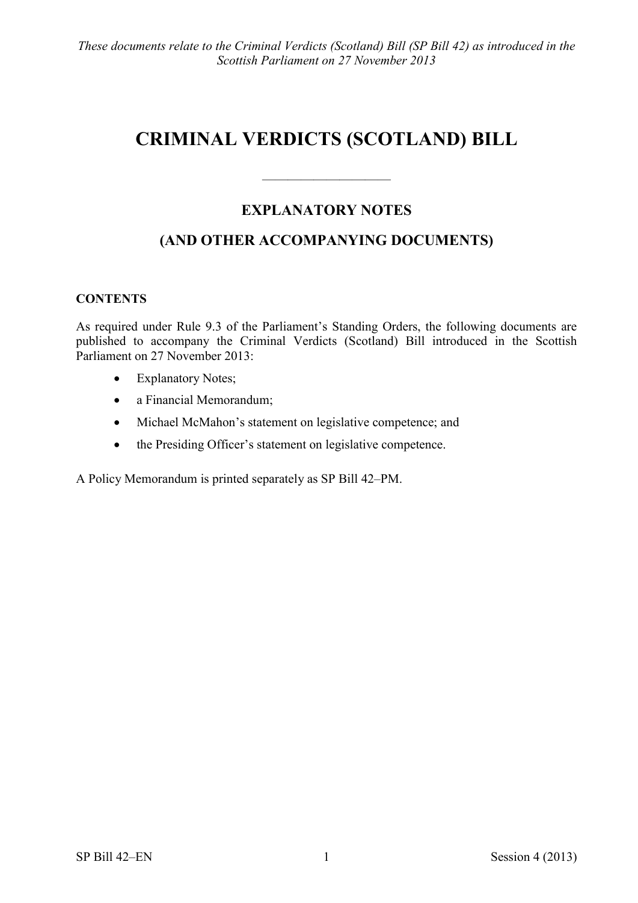*These documents relate to the Criminal Verdicts (Scotland) Bill (SP Bill 42) as introduced in the Scottish Parliament on 27 November 2013*

# CRIMINAL VERDICTS (SCOTLAND) BILL

---

## EXPLANATORY NOTES

## (AND OTHER ACCOMPANYING DOCUMENTS)

**CONTENTS**

As required under Rule 9.3 of the Parliament's Standing Orders, the following documents are published to accompany the Criminal Verdicts (Scotland) Bill introduced in the Scottish Parliament on 27 November 2013:

- Explanatory Notes;
- a Financial Memorandum;
- Michael McMahon's statement on legislative competence; and
- the Presiding Officer's statement on legislative competence.

A Policy Memorandum is printed separately as SP Bill 42–PM.

SP Bill 42–EN Session 4 (2013)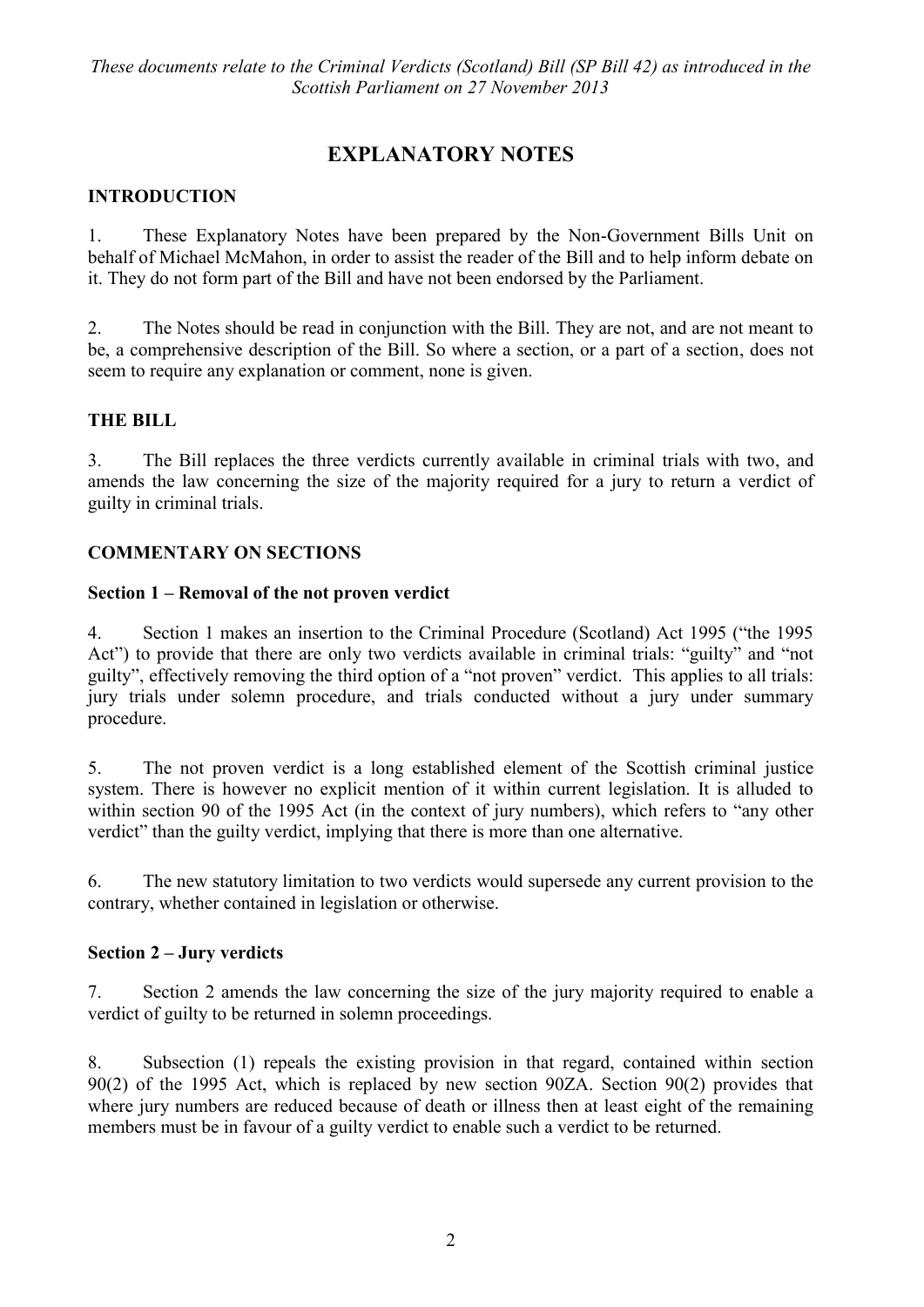*These documents relate to the Criminal Verdicts (Scotland) Bill (SP Bill 42) as introduced in the Scottish Parliament on 27 November 2013*

# EXPLANATORY NOTES

## INTRODUCTION

1. These Explanatory Notes have been prepared by the Non-Government Bills Unit on behalf of Michael McMahon, in order to assist the reader of the Bill and to help inform debate on it. They do not form part of the Bill and have not been endorsed by the Parliament.

2. The Notes should be read in conjunction with the Bill. They are not, and are not meant to be, a comprehensive description of the Bill. So where a section, or a part of a section, does not seem to require any explanation or comment, none is given.

## THE BILL

3. The Bill replaces the three verdicts currently available in criminal trials with two, and amends the law concerning the size of the majority required for a jury to return a verdict of guilty in criminal trials.

## COMMENTARY ON SECTIONS

### Section 1 – Removal of the not proven verdict

4. Section 1 makes an insertion to the Criminal Procedure (Scotland) Act 1995 ("the 1995 Act") to provide that there are only two verdicts available in criminal trials: "guilty" and "not guilty", effectively removing the third option of a "not proven" verdict. This applies to all trials: jury trials under solemn procedure, and trials conducted without a jury under summary procedure.

5. The not proven verdict is a long established element of the Scottish criminal justice system. There is however no explicit mention of it within current legislation. It is alluded to within section 90 of the 1995 Act (in the context of jury numbers), which refers to "any other verdict" than the guilty verdict, implying that there is more than one alternative.

6. The new statutory limitation to two verdicts would supersede any current provision to the contrary, whether contained in legislation or otherwise.

### Section 2 – Jury verdicts

7. Section 2 amends the law concerning the size of the jury majority required to enable a verdict of guilty to be returned in solemn proceedings.

8. Subsection (1) repeals the existing provision in that regard, contained within section 90(2) of the 1995 Act, which is replaced by new section 90ZA. Section 90(2) provides that where jury numbers are reduced because of death or illness then at least eight of the remaining members must be in favour of a guilty verdict to enable such a verdict to be returned.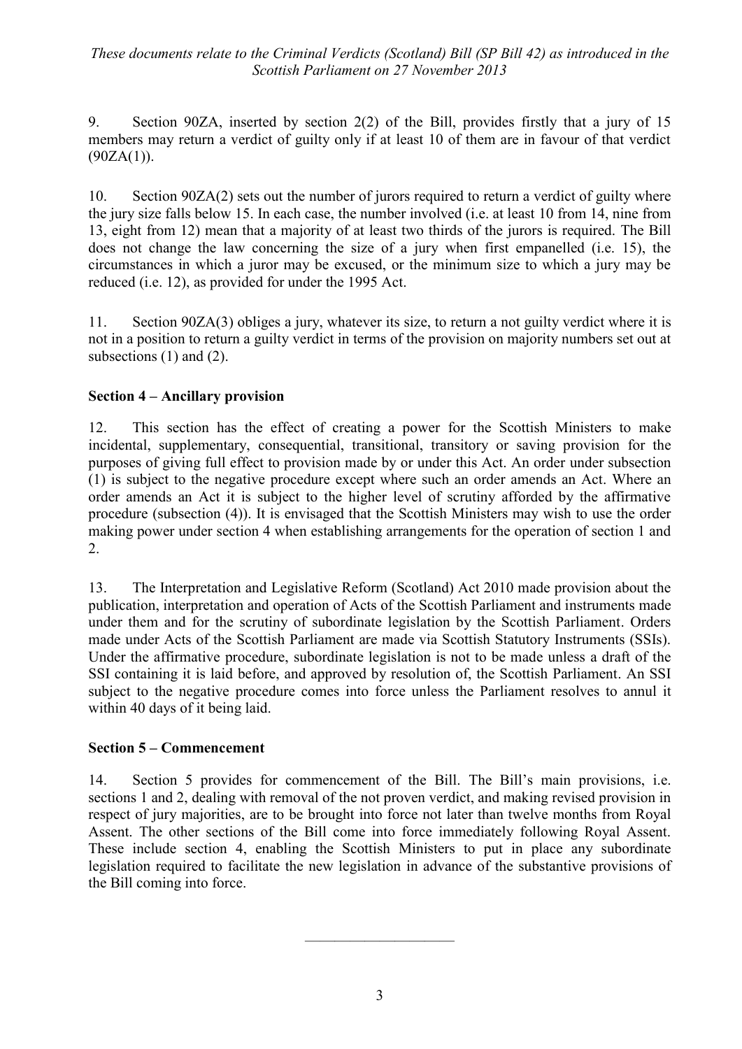9. Section 90ZA, inserted by section 2(2) of the Bill, provides firstly that a jury of 15 members may return a verdict of guilty only if at least 10 of them are in favour of that verdict (90ZA(1)).

10. Section 90ZA(2) sets out the number of jurors required to return a verdict of guilty where the jury size falls below 15. In each case, the number involved (i.e. at least 10 from 14, nine from 13, eight from 12) mean that a majority of at least two thirds of the jurors is required. The Bill does not change the law concerning the size of a jury when first empanelled (i.e. 15), the circumstances in which a juror may be excused, or the minimum size to which a jury may be reduced (i.e. 12), as provided for under the 1995 Act.

11. Section 90ZA(3) obliges a jury, whatever its size, to return a not guilty verdict where it is not in a position to return a guilty verdict in terms of the provision on majority numbers set out at subsections (1) and (2).

**Section 4 – Ancillary provision**

12. This section has the effect of creating a power for the Scottish Ministers to make incidental, supplementary, consequential, transitional, transitory or saving provision for the purposes of giving full effect to provision made by or under this Act. An order under subsection (1) is subject to the negative procedure except where such an order amends an Act. Where an order amends an Act it is subject to the higher level of scrutiny afforded by the affirmative procedure (subsection (4)). It is envisaged that the Scottish Ministers may wish to use the order making power under section 4 when establishing arrangements for the operation of section 1 and 2.

13. The Interpretation and Legislative Reform (Scotland) Act 2010 made provision about the publication, interpretation and operation of Acts of the Scottish Parliament and instruments made under them and for the scrutiny of subordinate legislation by the Scottish Parliament. Orders made under Acts of the Scottish Parliament are made via Scottish Statutory Instruments (SSIs). Under the affirmative procedure, subordinate legislation is not to be made unless a draft of the SSI containing it is laid before, and approved by resolution of, the Scottish Parliament. An SSI subject to the negative procedure comes into force unless the Parliament resolves to annul it within 40 days of it being laid.

**Section 5 – Commencement**

14. Section 5 provides for commencement of the Bill. The Bill's main provisions, i.e. sections 1 and 2, dealing with removal of the not proven verdict, and making revised provision in respect of jury majorities, are to be brought into force not later than twelve months from Royal Assent. The other sections of the Bill come into force immediately following Royal Assent. These include section 4, enabling the Scottish Ministers to put in place any subordinate legislation required to facilitate the new legislation in advance of the substantive provisions of the Bill coming into force.

---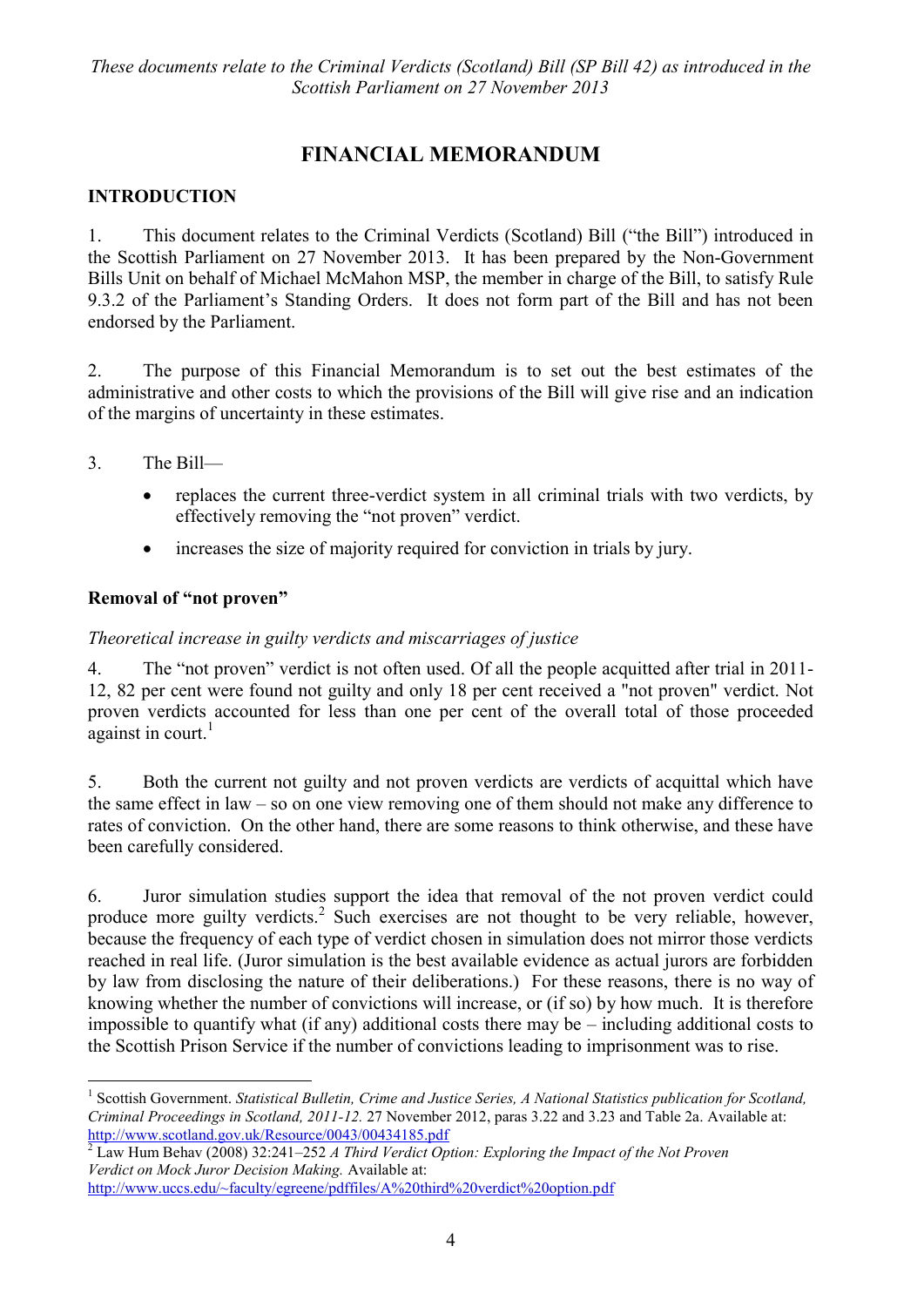*These documents relate to the Criminal Verdicts (Scotland) Bill (SP Bill 42) as introduced in the Scottish Parliament on 27 November 2013*

# FINANCIAL MEMORANDUM

## INTRODUCTION

1. This document relates to the Criminal Verdicts (Scotland) Bill ("the Bill") introduced in the Scottish Parliament on 27 November 2013. It has been prepared by the Non-Government Bills Unit on behalf of Michael McMahon MSP, the member in charge of the Bill, to satisfy Rule 9.3.2 of the Parliament's Standing Orders. It does not form part of the Bill and has not been endorsed by the Parliament.

2. The purpose of this Financial Memorandum is to set out the best estimates of the administrative and other costs to which the provisions of the Bill will give rise and an indication of the margins of uncertainty in these estimates.

3. The Bill—

- replaces the current three-verdict system in all criminal trials with two verdicts, by effectively removing the "not proven" verdict.
- increases the size of majority required for conviction in trials by jury.

### Removal of "not proven"

*Theoretical increase in guilty verdicts and miscarriages of justice*

4. The "not proven" verdict is not often used. Of all the people acquitted after trial in 2011-12, 82 per cent were found not guilty and only 18 per cent received a "not proven" verdict. Not proven verdicts accounted for less than one per cent of the overall total of those proceeded against in court.[1]

5. Both the current not guilty and not proven verdicts are verdicts of acquittal which have the same effect in law – so on one view removing one of them should not make any difference to rates of conviction. On the other hand, there are some reasons to think otherwise, and these have been carefully considered.

6. Juror simulation studies support the idea that removal of the not proven verdict could produce more guilty verdicts.[2] Such exercises are not thought to be very reliable, however, because the frequency of each type of verdict chosen in simulation does not mirror those verdicts reached in real life. (Juror simulation is the best available evidence as actual jurors are forbidden by law from disclosing the nature of their deliberations.) For these reasons, there is no way of knowing whether the number of convictions will increase, or (if so) by how much. It is therefore impossible to quantify what (if any) additional costs there may be – including additional costs to the Scottish Prison Service if the number of convictions leading to imprisonment was to rise.

---

[1] Scottish Government. *Statistical Bulletin, Crime and Justice Series, A National Statistics publication for Scotland, Criminal Proceedings in Scotland, 2011-12.* 27 November 2012, paras 3.22 and 3.23 and Table 2a. Available at: http://www.scotland.gov.uk/Resource/0043/00434185.pdf

[2] Law Hum Behav (2008) 32:241–252 *A Third Verdict Option: Exploring the Impact of the Not Proven Verdict on Mock Juror Decision Making.* Available at: http://www.uccs.edu/~faculty/egreene/pdffiles/A%20third%20verdict%20option.pdf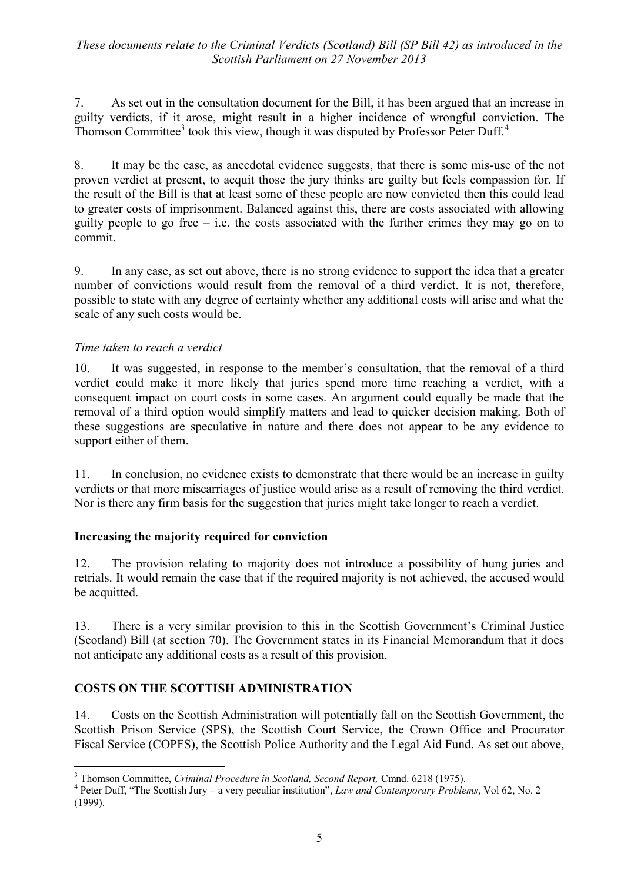7. As set out in the consultation document for the Bill, it has been argued that an increase in guilty verdicts, if it arose, might result in a higher incidence of wrongful conviction. The Thomson Committee[3] took this view, though it was disputed by Professor Peter Duff.[4]

8. It may be the case, as anecdotal evidence suggests, that there is some mis-use of the not proven verdict at present, to acquit those the jury thinks are guilty but feels compassion for. If the result of the Bill is that at least some of these people are now convicted then this could lead to greater costs of imprisonment. Balanced against this, there are costs associated with allowing guilty people to go free – i.e. the costs associated with the further crimes they may go on to commit.

9. In any case, as set out above, there is no strong evidence to support the idea that a greater number of convictions would result from the removal of a third verdict. It is not, therefore, possible to state with any degree of certainty whether any additional costs will arise and what the scale of any such costs would be.

*Time taken to reach a verdict*

10. It was suggested, in response to the member's consultation, that the removal of a third verdict could make it more likely that juries spend more time reaching a verdict, with a consequent impact on court costs in some cases. An argument could equally be made that the removal of a third option would simplify matters and lead to quicker decision making. Both of these suggestions are speculative in nature and there does not appear to be any evidence to support either of them.

11. In conclusion, no evidence exists to demonstrate that there would be an increase in guilty verdicts or that more miscarriages of justice would arise as a result of removing the third verdict. Nor is there any firm basis for the suggestion that juries might take longer to reach a verdict.

**Increasing the majority required for conviction**

12. The provision relating to majority does not introduce a possibility of hung juries and retrials. It would remain the case that if the required majority is not achieved, the accused would be acquitted.

13. There is a very similar provision to this in the Scottish Government's Criminal Justice (Scotland) Bill (at section 70). The Government states in its Financial Memorandum that it does not anticipate any additional costs as a result of this provision.

## COSTS ON THE SCOTTISH ADMINISTRATION

14. Costs on the Scottish Administration will potentially fall on the Scottish Government, the Scottish Prison Service (SPS), the Scottish Court Service, the Crown Office and Procurator Fiscal Service (COPFS), the Scottish Police Authority and the Legal Aid Fund. As set out above,

[3] Thomson Committee, *Criminal Procedure in Scotland, Second Report,* Cmnd. 6218 (1975).

[4] Peter Duff, "The Scottish Jury – a very peculiar institution", *Law and Contemporary Problems*, Vol 62, No. 2 (1999).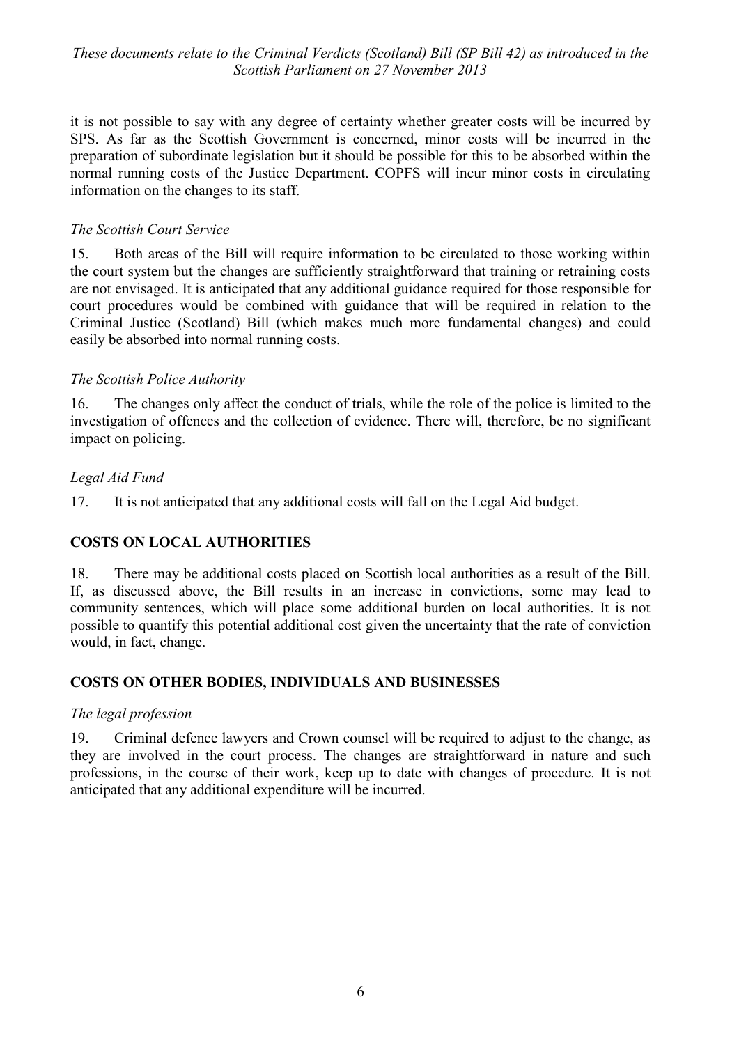it is not possible to say with any degree of certainty whether greater costs will be incurred by SPS. As far as the Scottish Government is concerned, minor costs will be incurred in the preparation of subordinate legislation but it should be possible for this to be absorbed within the normal running costs of the Justice Department. COPFS will incur minor costs in circulating information on the changes to its staff.

### *The Scottish Court Service*

15. Both areas of the Bill will require information to be circulated to those working within the court system but the changes are sufficiently straightforward that training or retraining costs are not envisaged. It is anticipated that any additional guidance required for those responsible for court procedures would be combined with guidance that will be required in relation to the Criminal Justice (Scotland) Bill (which makes much more fundamental changes) and could easily be absorbed into normal running costs.

### *The Scottish Police Authority*

16. The changes only affect the conduct of trials, while the role of the police is limited to the investigation of offences and the collection of evidence. There will, therefore, be no significant impact on policing.

### *Legal Aid Fund*

17. It is not anticipated that any additional costs will fall on the Legal Aid budget.

## COSTS ON LOCAL AUTHORITIES

18. There may be additional costs placed on Scottish local authorities as a result of the Bill. If, as discussed above, the Bill results in an increase in convictions, some may lead to community sentences, which will place some additional burden on local authorities. It is not possible to quantify this potential additional cost given the uncertainty that the rate of conviction would, in fact, change.

## COSTS ON OTHER BODIES, INDIVIDUALS AND BUSINESSES

### *The legal profession*

19. Criminal defence lawyers and Crown counsel will be required to adjust to the change, as they are involved in the court process. The changes are straightforward in nature and such professions, in the course of their work, keep up to date with changes of procedure. It is not anticipated that any additional expenditure will be incurred.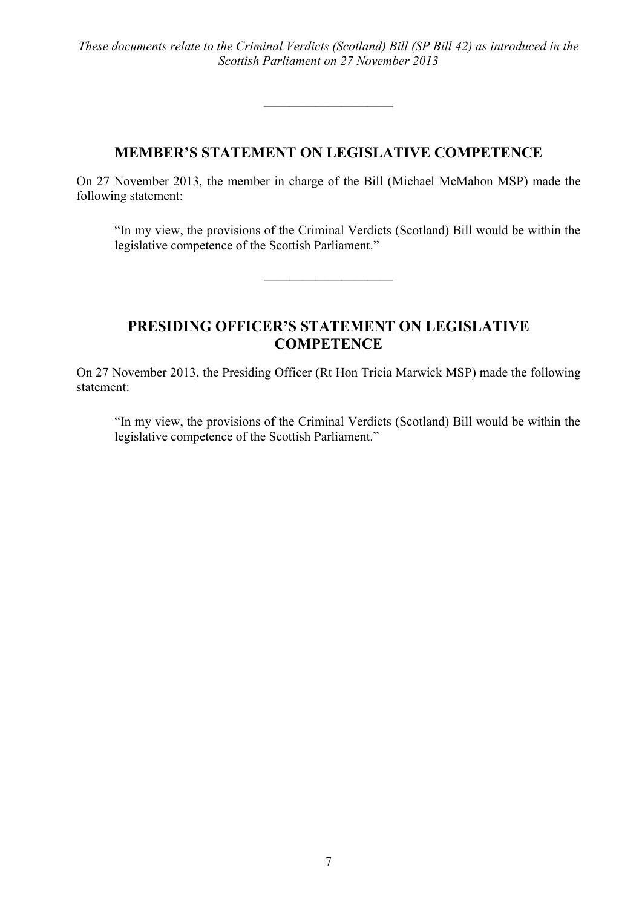*These documents relate to the Criminal Verdicts (Scotland) Bill (SP Bill 42) as introduced in the Scottish Parliament on 27 November 2013*

---

## MEMBER'S STATEMENT ON LEGISLATIVE COMPETENCE

On 27 November 2013, the member in charge of the Bill (Michael McMahon MSP) made the following statement:

> "In my view, the provisions of the Criminal Verdicts (Scotland) Bill would be within the legislative competence of the Scottish Parliament."

---

## PRESIDING OFFICER'S STATEMENT ON LEGISLATIVE COMPETENCE

On 27 November 2013, the Presiding Officer (Rt Hon Tricia Marwick MSP) made the following statement:

> "In my view, the provisions of the Criminal Verdicts (Scotland) Bill would be within the legislative competence of the Scottish Parliament."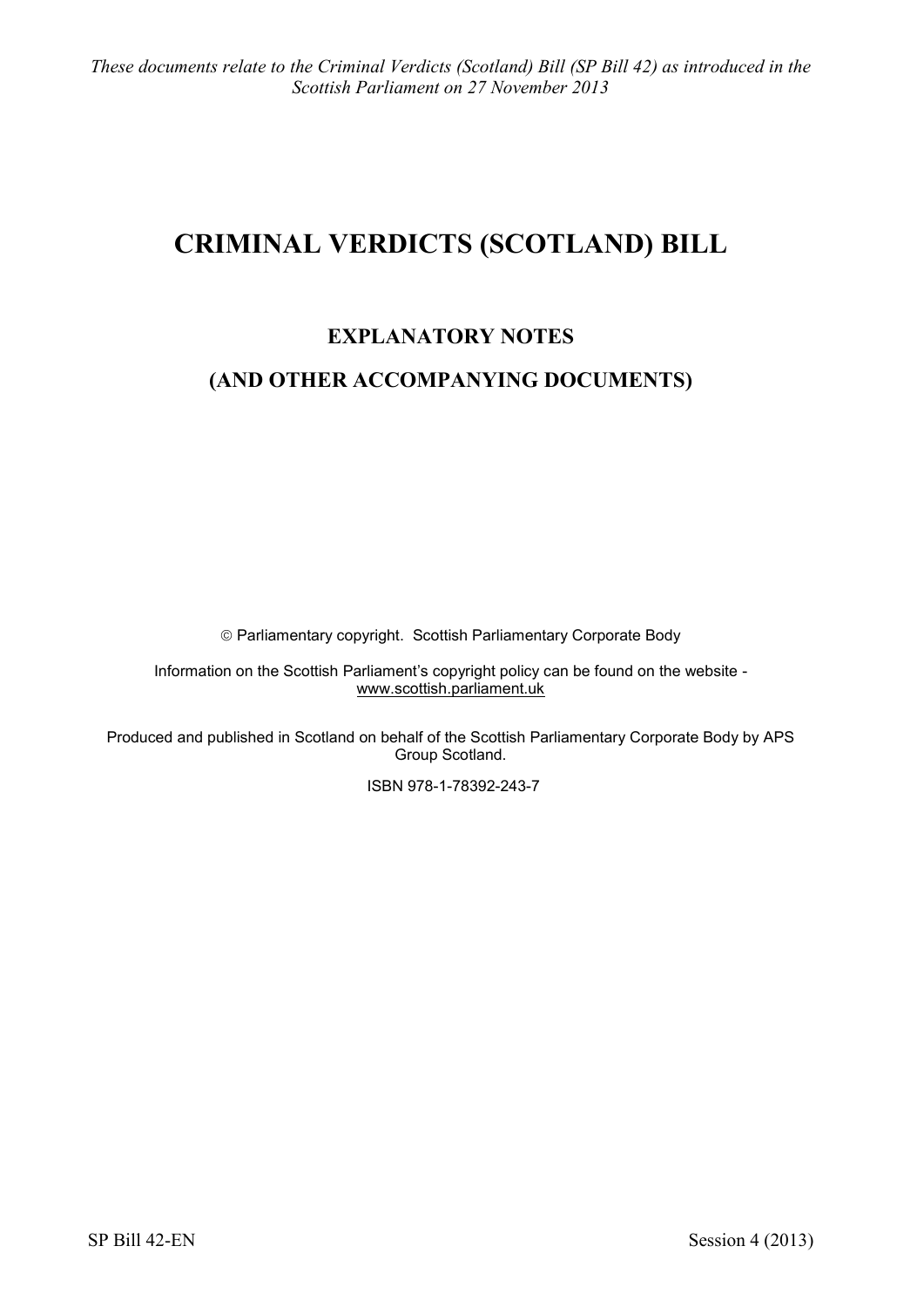*These documents relate to the Criminal Verdicts (Scotland) Bill (SP Bill 42) as introduced in the Scottish Parliament on 27 November 2013*

# CRIMINAL VERDICTS (SCOTLAND) BILL

## EXPLANATORY NOTES

## (AND OTHER ACCOMPANYING DOCUMENTS)

© Parliamentary copyright. Scottish Parliamentary Corporate Body

Information on the Scottish Parliament's copyright policy can be found on the website - www.scottish.parliament.uk

Produced and published in Scotland on behalf of the Scottish Parliamentary Corporate Body by APS Group Scotland.

ISBN 978-1-78392-243-7

SP Bill 42-EN

Session 4 (2013)